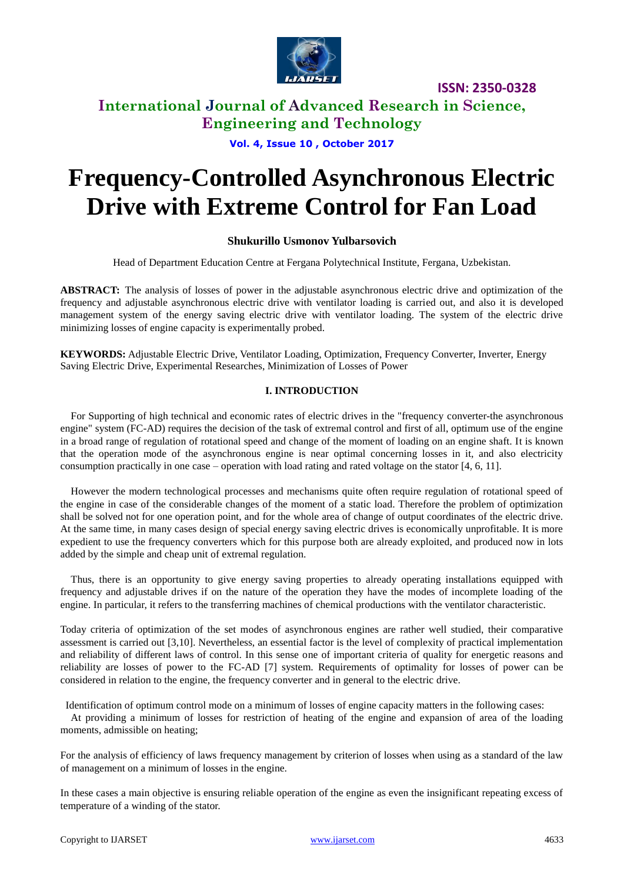# Frequency-Controlled Asynchronous Electric Drive with Extreme Control for Fan Load

**Shukurillo Usmonov Yulbarsovich**

Head of Department Education Centre at Fergana Polytechnical Institute, Fergana, Uzbekistan.

**ABSTRACT:** The analysis of losses of power in the adjustable asynchronous electric drive and optimization of the frequency and adjustable asynchronous electric drive with ventilator loading is carried out, and also it is developed management system of the energy saving electric drive with ventilator loading. The system of the electric drive minimizing losses of engine capacity is experimentally probed.

**KEYWORDS:** Adjustable Electric Drive, Ventilator Loading, Optimization, Frequency Converter, Inverter, Energy Saving Electric Drive, Experimental Researches, Minimization of Losses of Power

## I. INTRODUCTION

For Supporting of high technical and economic rates of electric drives in the "frequency converter-the asynchronous engine" system (FC-AD) requires the decision of the task of extremal control and first of all, optimum use of the engine in a broad range of regulation of rotational speed and change of the moment of loading on an engine shaft. It is known that the operation mode of the asynchronous engine is near optimal concerning losses in it, and also electricity consumption practically in one case – operation with load rating and rated voltage on the stator [4, 6, 11].

However the modern technological processes and mechanisms quite often require regulation of rotational speed of the engine in case of the considerable changes of the moment of a static load. Therefore the problem of optimization shall be solved not for one operation point, and for the whole area of change of output coordinates of the electric drive. At the same time, in many cases design of special energy saving electric drives is economically unprofitable. It is more expedient to use the frequency converters which for this purpose both are already exploited, and produced now in lots added by the simple and cheap unit of extremal regulation.

Thus, there is an opportunity to give energy saving properties to already operating installations equipped with frequency and adjustable drives if on the nature of the operation they have the modes of incomplete loading of the engine. In particular, it refers to the transferring machines of chemical productions with the ventilator characteristic.

Today criteria of optimization of the set modes of asynchronous engines are rather well studied, their comparative assessment is carried out [3,10]. Nevertheless, an essential factor is the level of complexity of practical implementation and reliability of different laws of control. In this sense one of important criteria of quality for energetic reasons and reliability are losses of power to the FC-AD [7] system. Requirements of optimality for losses of power can be considered in relation to the engine, the frequency converter and in general to the electric drive.

Identification of optimum control mode on a minimum of losses of engine capacity matters in the following cases:

At providing a minimum of losses for restriction of heating of the engine and expansion of area of the loading moments, admissible on heating;

For the analysis of efficiency of laws frequency management by criterion of losses when using as a standard of the law of management on a minimum of losses in the engine.

In these cases a main objective is ensuring reliable operation of the engine as even the insignificant repeating excess of temperature of a winding of the stator.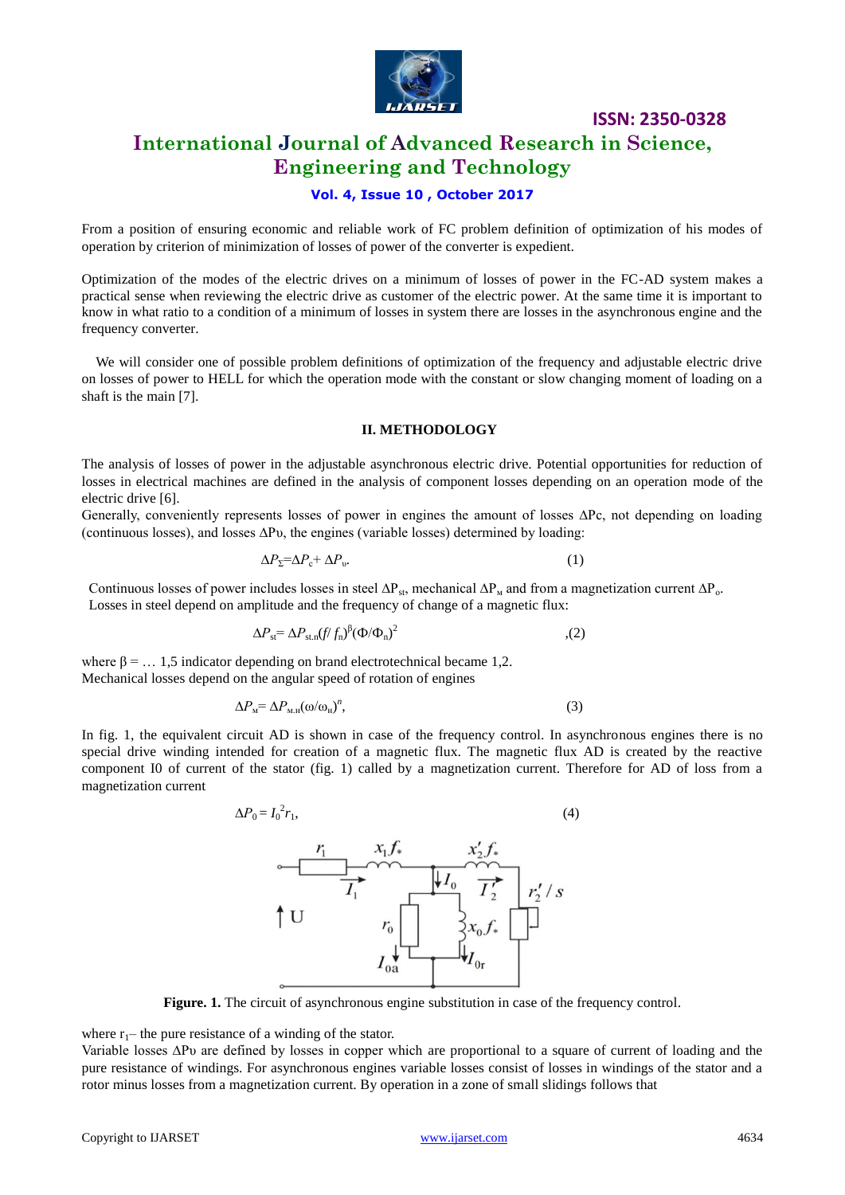From a position of ensuring economic and reliable work of FC problem definition of optimization of his modes of operation by criterion of minimization of losses of power of the converter is expedient.

Optimization of the modes of the electric drives on a minimum of losses of power in the FC-AD system makes a practical sense when reviewing the electric drive as customer of the electric power. At the same time it is important to know in what ratio to a condition of a minimum of losses in system there are losses in the asynchronous engine and the frequency converter.

We will consider one of possible problem definitions of optimization of the frequency and adjustable electric drive on losses of power to HELL for which the operation mode with the constant or slow changing moment of loading on a shaft is the main [7].

## II. METHODOLOGY

The analysis of losses of power in the adjustable asynchronous electric drive. Potential opportunities for reduction of losses in electrical machines are defined in the analysis of component losses depending on an operation mode of the electric drive [6].

Generally, conveniently represents losses of power in engines the amount of losses ΔPc, not depending on loading (continuous losses), and losses ΔPυ, the engines (variable losses) determined by loading:

$$\Delta P_{\Sigma}=\Delta P_{c}+ \Delta P_{\upsilon}. \qquad (1)$$

Continuous losses of power includes losses in steel $\Delta P_{st}$, mechanical $\Delta P_{м}$ and from a magnetization current $\Delta P_{o}$.
Losses in steel depend on amplitude and the frequency of change of a magnetic flux:

$$\Delta P_{st}= \Delta P_{st.n}(f/ f_{n})^{\beta}(\Phi/\Phi_{n})^{2} \qquad ,(2)$$

where β = … 1,5 indicator depending on brand electrotechnical became 1,2.
Mechanical losses depend on the angular speed of rotation of engines

$$\Delta P_{м}= \Delta P_{м.н}(\omega/\omega_{н})^{n}, \qquad (3)$$

In fig. 1, the equivalent circuit AD is shown in case of the frequency control. In asynchronous engines there is no special drive winding intended for creation of a magnetic flux. The magnetic flux AD is created by the reactive component I0 of current of the stator (fig. 1) called by a magnetization current. Therefore for AD of loss from a magnetization current

$$\Delta P_{0} = I_{0}^{2}r_{1}, \qquad (4)$$

**Figure. 1.** The circuit of asynchronous engine substitution in case of the frequency control.

where $r_1$– the pure resistance of a winding of the stator.
Variable losses ΔPυ are defined by losses in copper which are proportional to a square of current of loading and the pure resistance of windings. For asynchronous engines variable losses consist of losses in windings of the stator and a rotor minus losses from a magnetization current. By operation in a zone of small slidings follows that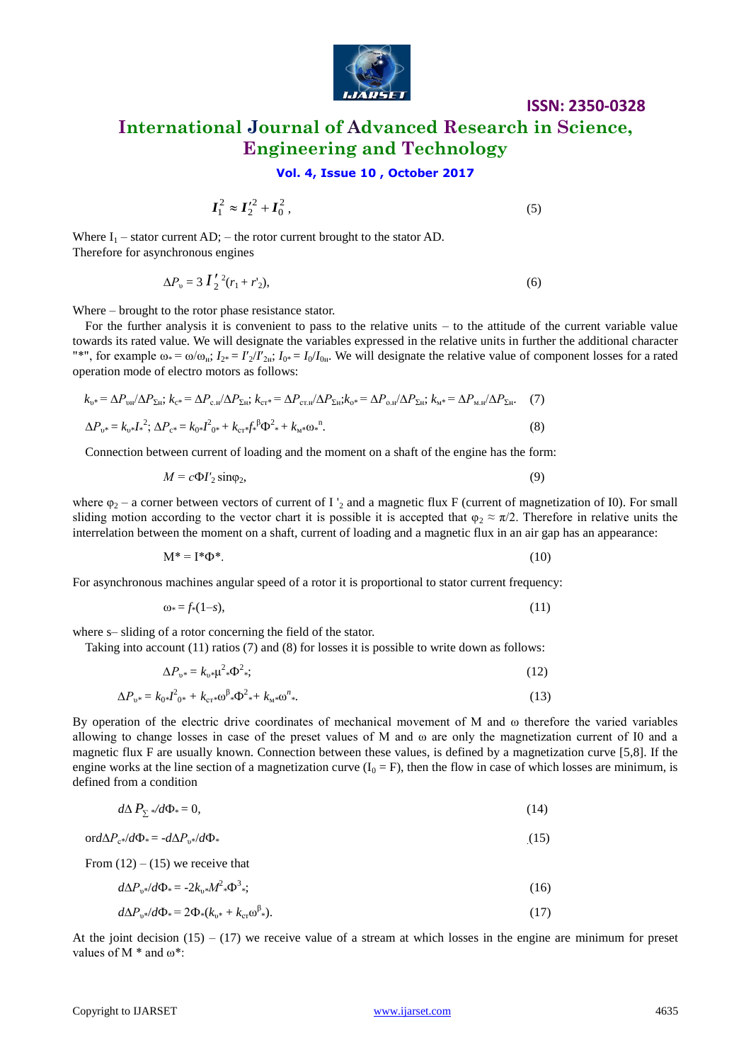$$I_1^2 \approx I_2'^2 + I_0^2\,, \tag{5}$$

Where $I_1$ – stator current AD; – the rotor current brought to the stator AD.
Therefore for asynchronous engines

$$\Delta P_{\upsilon} = 3\,I'^{\,2}_{2}(r_1 + r'_2), \tag{6}$$

Where – brought to the rotor phase resistance stator.

For the further analysis it is convenient to pass to the relative units – to the attitude of the current variable value towards its rated value. We will designate the variables expressed in the relative units in further the additional character "*", for example $\omega_* = \omega/\omega_н$; $I_{2*} = I'_2/I'_{2н}$; $I_{0*} = I_0/I_{0н}$. We will designate the relative value of component losses for a rated operation mode of electro motors as follows:

$$k_{\upsilon*} = \Delta P_{\upsilon н}/\Delta P_{\Sigma н};\ k_{c*} = \Delta P_{c.н}/\Delta P_{\Sigma н};\ k_{ст*} = \Delta P_{ст.н}/\Delta P_{\Sigma н};k_{o*} = \Delta P_{o.н}/\Delta P_{\Sigma н};\ k_{м*} = \Delta P_{м.н}/\Delta P_{\Sigma н}. \tag{7}$$

$$\Delta P_{\upsilon*} = k_{\upsilon*}I_*^2;\ \Delta P_{c*} = k_{0*}I^2_{0*} + k_{ст*}f_*^{\beta}\Phi^2_* + k_{м*}\omega_*^{n}. \tag{8}$$

Connection between current of loading and the moment on a shaft of the engine has the form:

$$M = c\Phi I'_2\sin\varphi_2, \tag{9}$$

where $\varphi_2$ – a corner between vectors of current of I $'_2$ and a magnetic flux F (current of magnetization of I0). For small sliding motion according to the vector chart it is possible it is accepted that $\varphi_2 \approx \pi/2$. Therefore in relative units the interrelation between the moment on a shaft, current of loading and a magnetic flux in an air gap has an appearance:

$$M^* = I^*\Phi^*. \tag{10}$$

For asynchronous machines angular speed of a rotor it is proportional to stator current frequency:

$$\omega_* = f_*(1–s), \tag{11}$$

where s– sliding of a rotor concerning the field of the stator.

Taking into account (11) ratios (7) and (8) for losses it is possible to write down as follows:

$$\Delta P_{\upsilon*} = k_{\upsilon*}\mu^2_*\Phi^2_*; \tag{12}$$

$$\Delta P_{\upsilon*} = k_{0*}I^2_{0*} + k_{ст*}\omega^{\beta}_*\Phi^2_* + k_{м*}\omega^{n}_*. \tag{13}$$

By operation of the electric drive coordinates of mechanical movement of M and ω therefore the varied variables allowing to change losses in case of the preset values of M and ω are only the magnetization current of I0 and a magnetic flux F are usually known. Connection between these values, is defined by a magnetization curve [5,8]. If the engine works at the line section of a magnetization curve ($I_0$ = F), then the flow in case of which losses are minimum, is defined from a condition

$$d\Delta P_{\Sigma *}/d\Phi_* = 0, \tag{14}$$

$$\text{or}\,d\Delta P_{c*}/d\Phi_* = -d\Delta P_{\upsilon*}/d\Phi_* \tag{15}$$

From (12) – (15) we receive that

$$d\Delta P_{\upsilon*}/d\Phi_* = -2k_{\upsilon*}M^2_*\Phi^3_*; \tag{16}$$

$$d\Delta P_{\upsilon*}/d\Phi_* = 2\Phi_*(k_{\upsilon*} + k_{ст}\omega^{\beta}_*). \tag{17}$$

At the joint decision (15) – (17) we receive value of a stream at which losses in the engine are minimum for preset values of M * and ω*: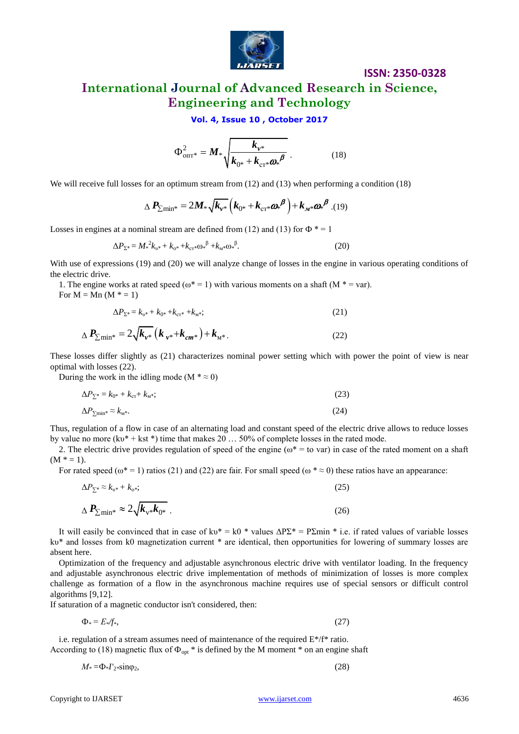$$\Phi^2_{\text{опт}*} = M_* \sqrt{\frac{k_{v*}}{k_{0*} + k_{\text{ст}*}\omega_*^{\beta}}}\,. \qquad (18)$$

We will receive full losses for an optimum stream from (12) and (13) when performing a condition (18)

$$\Delta P_{\sum \min *} = 2M_* \sqrt{k_{v*}} \left(k_{0*} + k_{\text{ст}*}\omega_*^{\beta}\right) + k_{м*}\omega_*^{\beta}\,. \quad (19)$$

Losses in engines at a nominal stream are defined from (12) and (13) for Φ * = 1

$$\Delta P_{\Sigma*} = M_*^2 k_{\upsilon*} + k_{o*} + k_{\text{ст}*}\omega_*^{\beta} + k_{м*}\omega_*^{\beta}. \qquad (20)$$

With use of expressions (19) and (20) we will analyze change of losses in the engine in various operating conditions of the electric drive.

1. The engine works at rated speed (ω* = 1) with various moments on a shaft (M * = var).

For M = Mn (M * = 1)

$$\Delta P_{\Sigma*} = k_{\upsilon*} + k_{0*} + k_{\text{ст}*} + k_{м*}; \qquad (21)$$

$$\Delta P_{\sum \min *} = 2\sqrt{k_{v*}}\left(k_{v*} + k_{cm*}\right) + k_{м*}. \qquad (22)$$

These losses differ slightly as (21) characterizes nominal power setting which with power the point of view is near optimal with losses (22).

During the work in the idling mode (M * ≈ 0)

$$\Delta P_{\sum*} = k_{0*} + k_{\text{ст}} + k_{м*}; \qquad (23)$$

$$\Delta P_{\sum \min *} \approx k_{м*}. \qquad (24)$$

Thus, regulation of a flow in case of an alternating load and constant speed of the electric drive allows to reduce losses by value no more (kυ* + kst *) time that makes 20 … 50% of complete losses in the rated mode.

2. The electric drive provides regulation of speed of the engine (ω* = to var) in case of the rated moment on a shaft (M * = 1).

For rated speed (ω* = 1) ratios (21) and (22) are fair. For small speed (ω * ≈ 0) these ratios have an appearance:

$$\Delta P_{\sum*} \approx k_{\upsilon*} + k_{o*}; \qquad (25)$$

$$\Delta P_{\sum \min *} \approx 2\sqrt{k_{v*} k_{0*}}\,. \qquad (26)$$

It will easily be convinced that in case of kυ* = k0 * values ΔPΣ* = PΣmin * i.e. if rated values of variable losses kυ* and losses from k0 magnetization current * are identical, then opportunities for lowering of summary losses are absent here.

Optimization of the frequency and adjustable asynchronous electric drive with ventilator loading. In the frequency and adjustable asynchronous electric drive implementation of methods of minimization of losses is more complex challenge as formation of a flow in the asynchronous machine requires use of special sensors or difficult control algorithms [9,12].

If saturation of a magnetic conductor isn't considered, then:

$$\Phi_* = E_*/f_*, \qquad (27)$$

i.e. regulation of a stream assumes need of maintenance of the required E*/f* ratio.

According to (18) magnetic flux of $\Phi_{opt}$ * is defined by the M moment * on an engine shaft

$$M_* = \Phi_* I'_{2*}\sin\varphi_2, \qquad (28)$$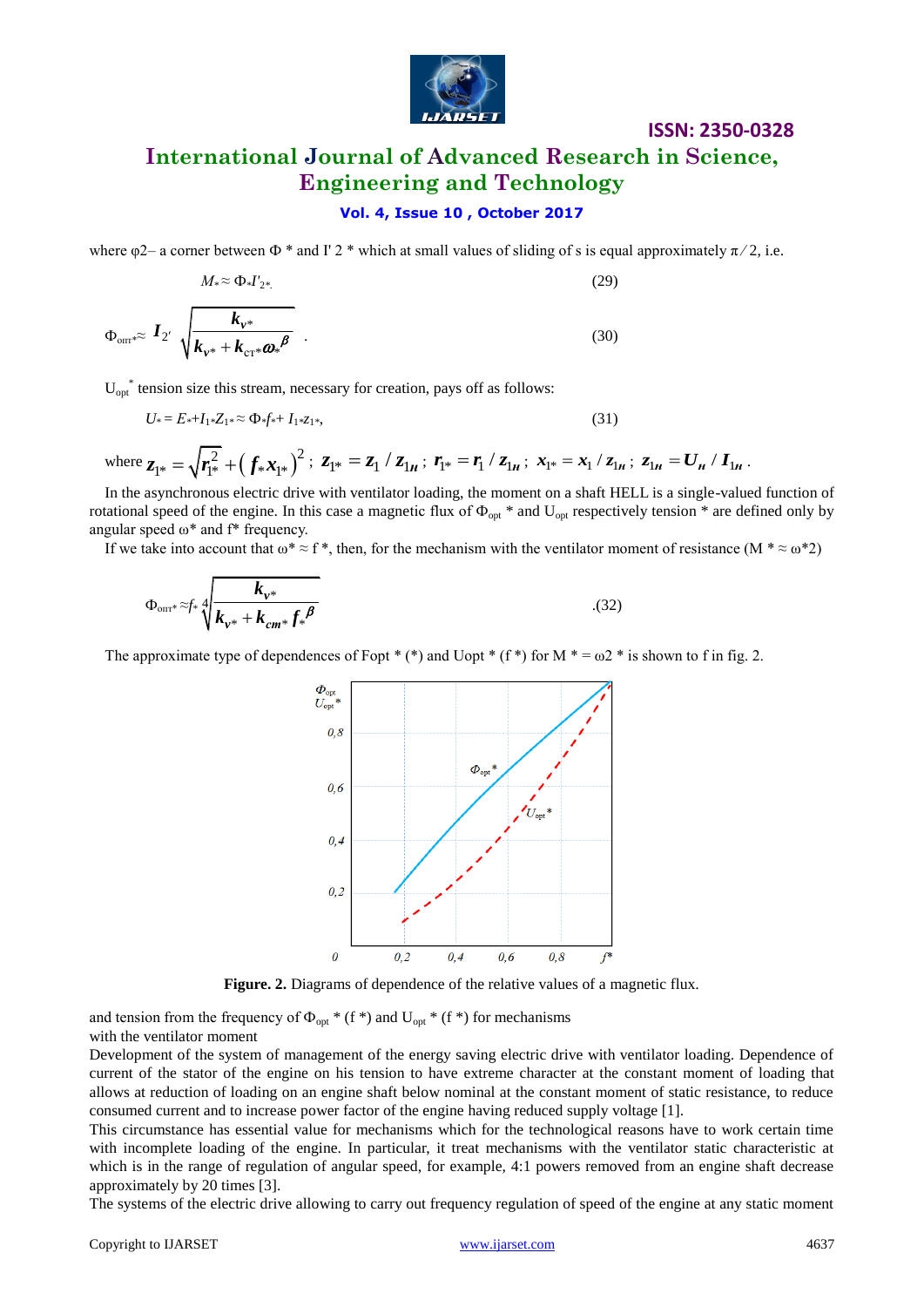where φ2– a corner between Φ * and I' 2 * which at small values of sliding of s is equal approximately π ⁄ 2, i.e.

$$M_* \approx \Phi_* I'_{2*} \quad (29)$$

$$\Phi_{\text{опт}*} \approx I_{2'} \sqrt{\frac{k_{v*}}{k_{v*} + k_{\text{ст}*}\omega_*^{\beta}}} \quad (30)$$

$U_{opt}^*$ tension size this stream, necessary for creation, pays off as follows:

$$U_* = E_* + I_{1*}Z_{1*} \approx \Phi_* f_* + I_{1*}z_{1*}, \quad (31)$$

where $z_{1*} = \sqrt{r_{1*}^2 + \left(f_* x_{1*}\right)^2}$; $z_{1*} = z_1 / z_{1н}$; $r_{1*} = r_1 / z_{1н}$; $x_{1*} = x_1 / z_{1н}$; $z_{1н} = U_н / I_{1н}$.

In the asynchronous electric drive with ventilator loading, the moment on a shaft HELL is a single-valued function of rotational speed of the engine. In this case a magnetic flux of $\Phi_{opt}$ * and $U_{opt}$ respectively tension * are defined only by angular speed ω* and f* frequency.

If we take into account that ω* ≈ f *, then, for the mechanism with the ventilator moment of resistance (M * ≈ ω*2)

$$\Phi_{\text{опт}*} \approx f_* \sqrt[4]{\frac{k_{v*}}{k_{v*} + k_{cm*} f_*^{\beta}}} \quad (32)$$

The approximate type of dependences of Fopt * (*) and Uopt * (f *) for M * = ω2 * is shown to f in fig. 2.

**Figure. 2.** Diagrams of dependence of the relative values of a magnetic flux.

and tension from the frequency of $\Phi_{opt}$ * (f *) and $U_{opt}$ * (f *) for mechanisms
with the ventilator moment

Development of the system of management of the energy saving electric drive with ventilator loading. Dependence of current of the stator of the engine on his tension to have extreme character at the constant moment of loading that allows at reduction of loading on an engine shaft below nominal at the constant moment of static resistance, to reduce consumed current and to increase power factor of the engine having reduced supply voltage [1].

This circumstance has essential value for mechanisms which for the technological reasons have to work certain time with incomplete loading of the engine. In particular, it treat mechanisms with the ventilator static characteristic at which is in the range of regulation of angular speed, for example, 4:1 powers removed from an engine shaft decrease approximately by 20 times [3].

The systems of the electric drive allowing to carry out frequency regulation of speed of the engine at any static moment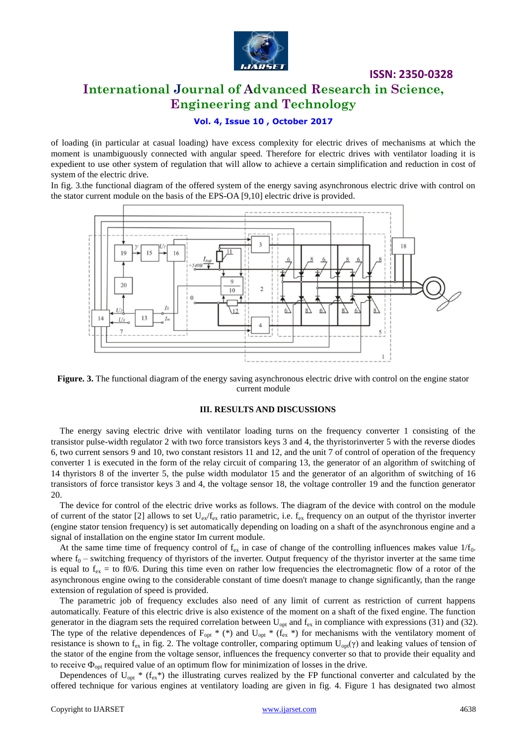of loading (in particular at casual loading) have excess complexity for electric drives of mechanisms at which the moment is unambiguously connected with angular speed. Therefore for electric drives with ventilator loading it is expedient to use other system of regulation that will allow to achieve a certain simplification and reduction in cost of system of the electric drive.

In fig. 3.the functional diagram of the offered system of the energy saving asynchronous electric drive with control on the stator current module on the basis of the EPS-OA [9,10] electric drive is provided.

**Figure. 3.** The functional diagram of the energy saving asynchronous electric drive with control on the engine stator current module

### III. RESULTS AND DISCUSSIONS

The energy saving electric drive with ventilator loading turns on the frequency converter 1 consisting of the transistor pulse-width regulator 2 with two force transistors keys 3 and 4, the thyristorinverter 5 with the reverse diodes 6, two current sensors 9 and 10, two constant resistors 11 and 12, and the unit 7 of control of operation of the frequency converter 1 is executed in the form of the relay circuit of comparing 13, the generator of an algorithm of switching of 14 thyristors 8 of the inverter 5, the pulse width modulator 15 and the generator of an algorithm of switching of 16 transistors of force transistor keys 3 and 4, the voltage sensor 18, the voltage controller 19 and the function generator 20.

The device for control of the electric drive works as follows. The diagram of the device with control on the module of current of the stator [2] allows to set $U_{ex}/f_{ex}$ ratio parametric, i.e. $f_{ex}$ frequency on an output of the thyristor inverter (engine stator tension frequency) is set automatically depending on loading on a shaft of the asynchronous engine and a signal of installation on the engine stator Im current module.

At the same time time of frequency control of $f_{ex}$ in case of change of the controlling influences makes value $1/f_0$. where $f_0$ – switching frequency of thyristors of the inverter. Output frequency of the thyristor inverter at the same time is equal to $f_{ex}$ = to f0/6. During this time even on rather low frequencies the electromagnetic flow of a rotor of the asynchronous engine owing to the considerable constant of time doesn't manage to change significantly, than the range extension of regulation of speed is provided.

The parametric job of frequency excludes also need of any limit of current as restriction of current happens automatically. Feature of this electric drive is also existence of the moment on a shaft of the fixed engine. The function generator in the diagram sets the required correlation between $U_{opt}$ and $f_{ex}$ in compliance with expressions (31) and (32). The type of the relative dependences of $F_{opt}$ * (*) and $U_{opt}$ * ($f_{ex}$ *) for mechanisms with the ventilatory moment of resistance is shown to $f_{ex}$ in fig. 2. The voltage controller, comparing optimum $U_{opt}(\gamma)$ and leaking values of tension of the stator of the engine from the voltage sensor, influences the frequency converter so that to provide their equality and to receive $\Phi_{opt}$ required value of an optimum flow for minimization of losses in the drive.

Dependences of $U_{opt}$ * ($f_{ex}$*) the illustrating curves realized by the FP functional converter and calculated by the offered technique for various engines at ventilatory loading are given in fig. 4. Figure 1 has designated two almost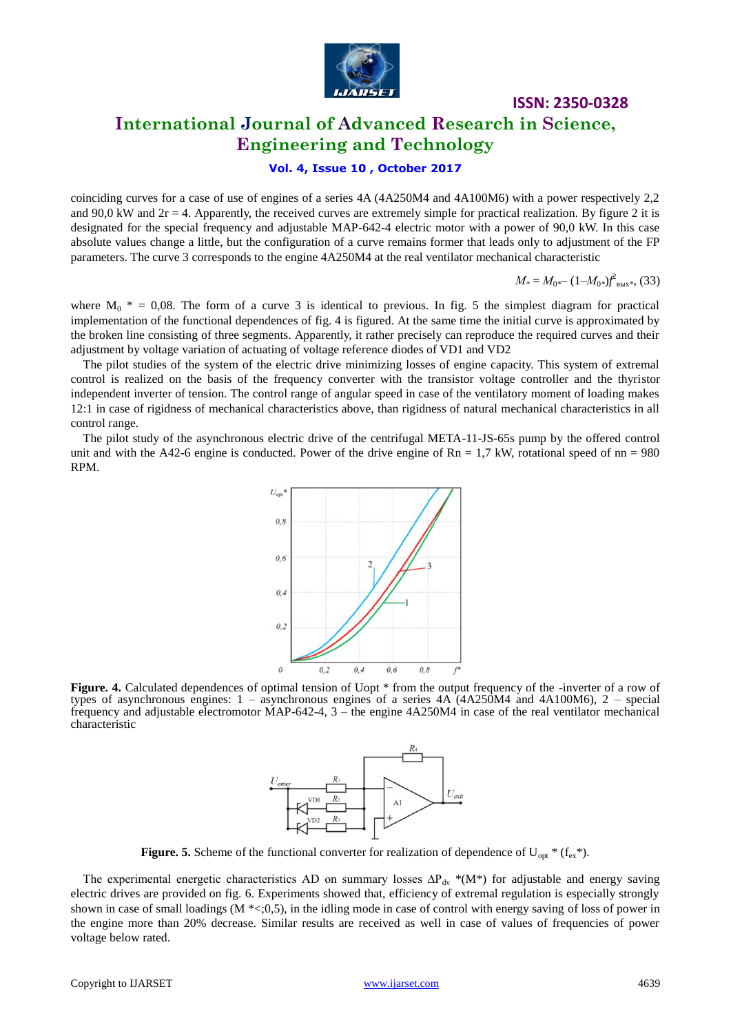coinciding curves for a case of use of engines of a series 4A (4A250M4 and 4A100M6) with a power respectively 2,2 and 90,0 kW and 2r = 4. Apparently, the received curves are extremely simple for practical realization. By figure 2 it is designated for the special frequency and adjustable MAP-642-4 electric motor with a power of 90,0 kW. In this case absolute values change a little, but the configuration of a curve remains former that leads only to adjustment of the FP parameters. The curve 3 corresponds to the engine 4A250M4 at the real ventilator mechanical characteristic

$$M_* = M_{0*} - (1 - M_{0*}) f^2_{\text{вых}*}, \quad (33)$$

where $M_0$ * = 0,08. The form of a curve 3 is identical to previous. In fig. 5 the simplest diagram for practical implementation of the functional dependences of fig. 4 is figured. At the same time the initial curve is approximated by the broken line consisting of three segments. Apparently, it rather precisely can reproduce the required curves and their adjustment by voltage variation of actuating of voltage reference diodes of VD1 and VD2

The pilot studies of the system of the electric drive minimizing losses of engine capacity. This system of extremal control is realized on the basis of the frequency converter with the transistor voltage controller and the thyristor independent inverter of tension. The control range of angular speed in case of the ventilatory moment of loading makes 12:1 in case of rigidness of mechanical characteristics above, than rigidness of natural mechanical characteristics in all control range.

The pilot study of the asynchronous electric drive of the centrifugal META-11-JS-65s pump by the offered control unit and with the A42-6 engine is conducted. Power of the drive engine of Rn = 1,7 kW, rotational speed of nn = 980 RPM.

**Figure. 4.** Calculated dependences of optimal tension of Uopt * from the output frequency of the -inverter of a row of types of asynchronous engines: 1 – asynchronous engines of a series 4A (4A250M4 and 4A100M6), 2 – special frequency and adjustable electromotor MAP-642-4, 3 – the engine 4A250M4 in case of the real ventilator mechanical characteristic

**Figure. 5.** Scheme of the functional converter for realization of dependence of $U_{opt}$ * ($f_{ex}$*).

The experimental energetic characteristics AD on summary losses $\Delta P_{dv}$ *(M*) for adjustable and energy saving electric drives are provided on fig. 6. Experiments showed that, efficiency of extremal regulation is especially strongly shown in case of small loadings (M *<;0,5), in the idling mode in case of control with energy saving of loss of power in the engine more than 20% decrease. Similar results are received as well in case of values of frequencies of power voltage below rated.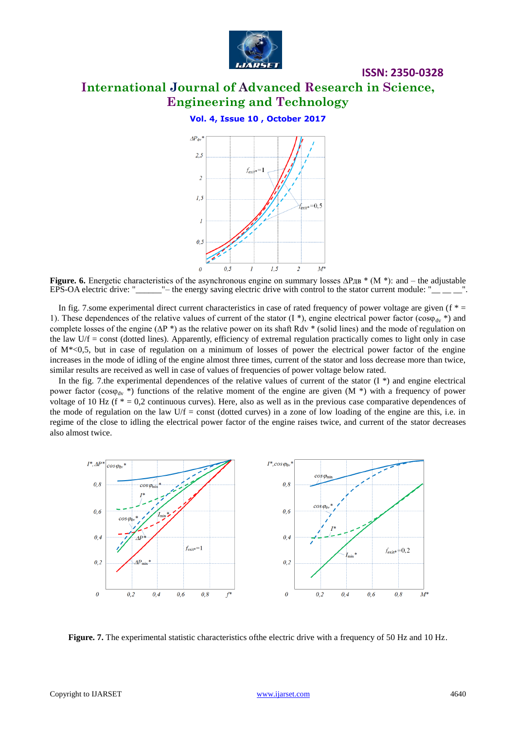**Figure. 6.** Energetic characteristics of the asynchronous engine on summary losses ΔPдв * (M *): and – the adjustable EPS-OA electric drive: "______"– the energy saving electric drive with control to the stator current module: "__ __ __".

In fig. 7.some experimental direct current characteristics in case of rated frequency of power voltage are given (f * = 1). These dependences of the relative values of current of the stator (I *), engine electrical power factor ($\cos\varphi_{dv}$ *) and complete losses of the engine (ΔP *) as the relative power on its shaft Rdv * (solid lines) and the mode of regulation on the law U/f = const (dotted lines). Apparently, efficiency of extremal regulation practically comes to light only in case of M*<0,5, but in case of regulation on a minimum of losses of power the electrical power factor of the engine increases in the mode of idling of the engine almost three times, current of the stator and loss decrease more than twice, similar results are received as well in case of values of frequencies of power voltage below rated.

In the fig. 7.the experimental dependences of the relative values of current of the stator (I *) and engine electrical power factor ($\cos\varphi_{dv}$ *) functions of the relative moment of the engine are given (M *) with a frequency of power voltage of 10 Hz (f * = 0,2 continuous curves). Here, also as well as in the previous case comparative dependences of the mode of regulation on the law U/f = const (dotted curves) in a zone of low loading of the engine are this, i.e. in regime of the close to idling the electrical power factor of the engine raises twice, and current of the stator decreases also almost twice.

**Figure. 7.** The experimental statistic characteristics ofthe electric drive with a frequency of 50 Hz and 10 Hz.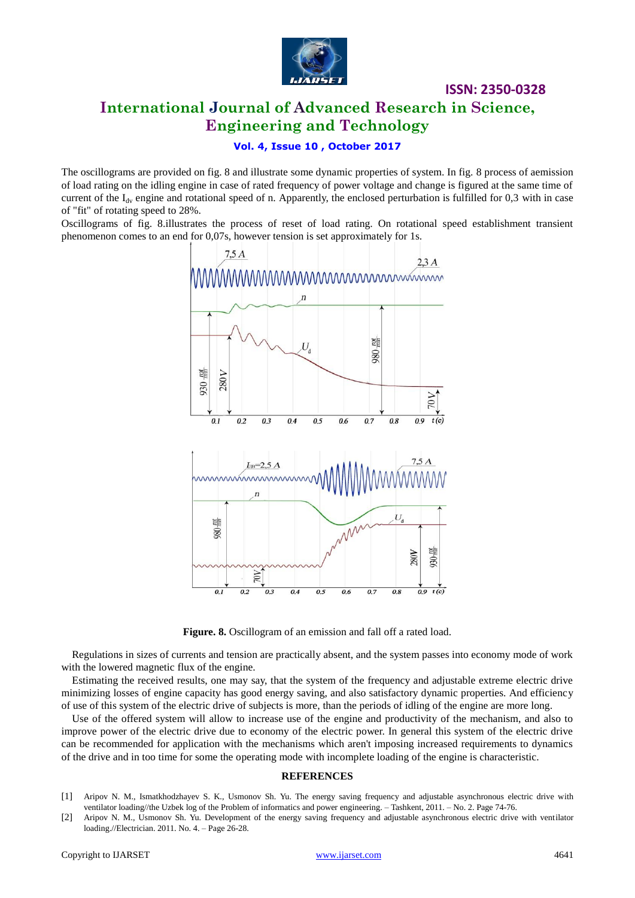The oscillograms are provided on fig. 8 and illustrate some dynamic properties of system. In fig. 8 process of aemission of load rating on the idling engine in case of rated frequency of power voltage and change is figured at the same time of current of the $I_{dv}$ engine and rotational speed of n. Apparently, the enclosed perturbation is fulfilled for 0,3 with in case of "fit" of rotating speed to 28%.

Oscillograms of fig. 8.illustrates the process of reset of load rating. On rotational speed establishment transient phenomenon comes to an end for 0,07s, however tension is set approximately for 1s.

**Figure. 8.** Oscillogram of an emission and fall off a rated load.

Regulations in sizes of currents and tension are practically absent, and the system passes into economy mode of work with the lowered magnetic flux of the engine.

Estimating the received results, one may say, that the system of the frequency and adjustable extreme electric drive minimizing losses of engine capacity has good energy saving, and also satisfactory dynamic properties. And efficiency of use of this system of the electric drive of subjects is more, than the periods of idling of the engine are more long.

Use of the offered system will allow to increase use of the engine and productivity of the mechanism, and also to improve power of the electric drive due to economy of the electric power. In general this system of the electric drive can be recommended for application with the mechanisms which aren't imposing increased requirements to dynamics of the drive and in too time for some the operating mode with incomplete loading of the engine is characteristic.

## REFERENCES

[1] Aripov N. M., Ismatkhodzhayev S. K., Usmonov Sh. Yu. The energy saving frequency and adjustable asynchronous electric drive with ventilator loading//the Uzbek log of the Problem of informatics and power engineering. – Tashkent, 2011. – No. 2. Page 74-76.

[2] Aripov N. M., Usmonov Sh. Yu. Development of the energy saving frequency and adjustable asynchronous electric drive with ventilator loading.//Electrician. 2011. No. 4. – Page 26-28.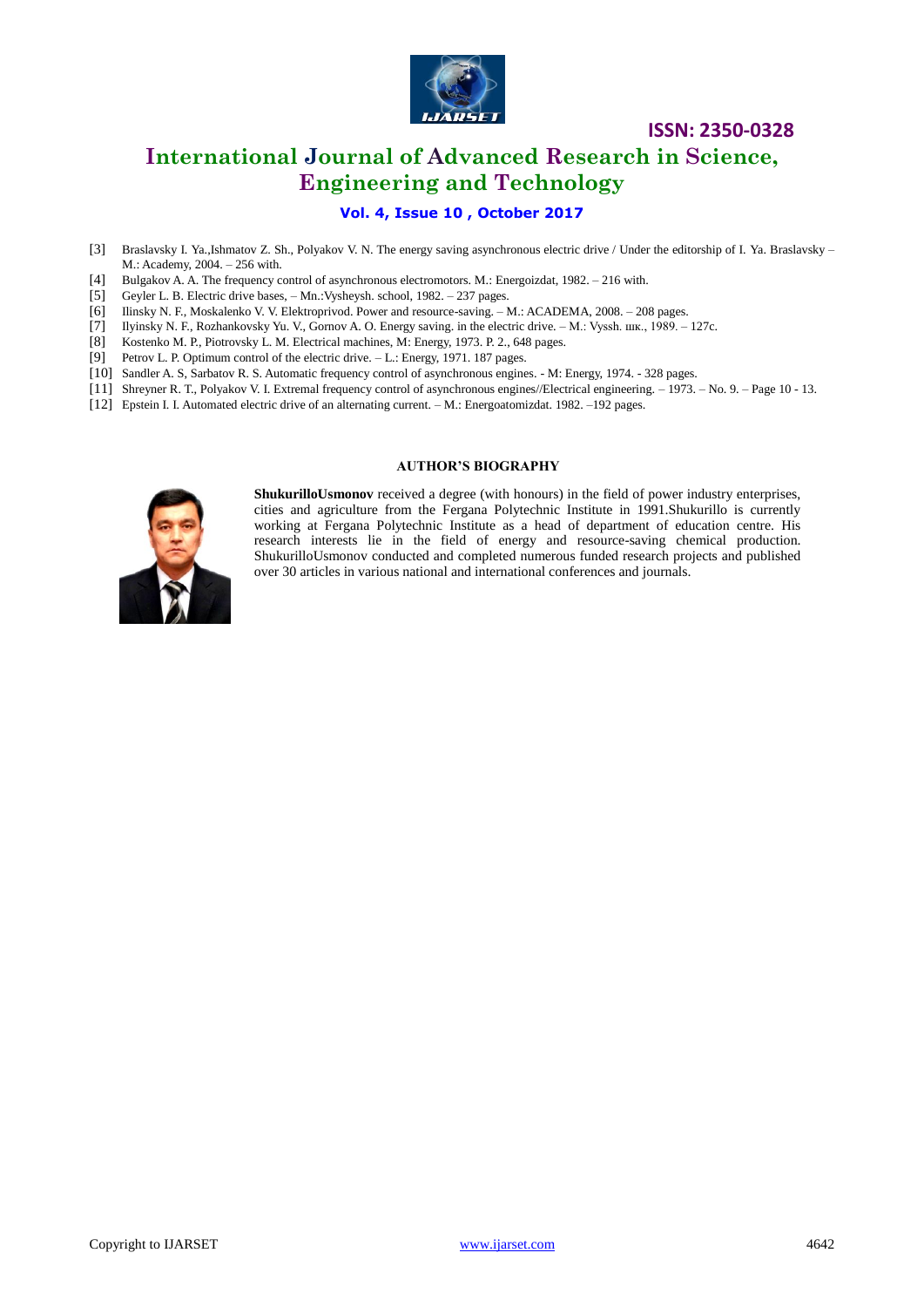[3] Braslavsky I. Ya.,Ishmatov Z. Sh., Polyakov V. N. The energy saving asynchronous electric drive / Under the editorship of I. Ya. Braslavsky – M.: Academy, 2004. – 256 with.

[4] Bulgakov A. A. The frequency control of asynchronous electromotors. M.: Energoizdat, 1982. – 216 with.

[5] Geyler L. B. Electric drive bases, – Mn.:Vysheysh. school, 1982. – 237 pages.

[6] Ilinsky N. F., Moskalenko V. V. Elektroprivod. Power and resource-saving. – M.: ACADEMA, 2008. – 208 pages.

[7] Ilyinsky N. F., Rozhankovsky Yu. V., Gornov A. O. Energy saving. in the electric drive. – M.: Vyssh. шк., 1989. – 127c.

[8] Kostenko M. P., Piotrovsky L. M. Electrical machines, M: Energy, 1973. P. 2., 648 pages.

[9] Petrov L. P. Optimum control of the electric drive. – L.: Energy, 1971. 187 pages.

[10] Sandler A. S, Sarbatov R. S. Automatic frequency control of asynchronous engines. - M: Energy, 1974. - 328 pages.

[11] Shreyner R. T., Polyakov V. I. Extremal frequency control of asynchronous engines//Electrical engineering. – 1973. – No. 9. – Page 10 - 13.

[12] Epstein I. I. Automated electric drive of an alternating current. – M.: Energoatomizdat. 1982. –192 pages.

## AUTHOR'S BIOGRAPHY

**ShukurilloUsmonov** received a degree (with honours) in the field of power industry enterprises, cities and agriculture from the Fergana Polytechnic Institute in 1991.Shukurillo is currently working at Fergana Polytechnic Institute as a head of department of education centre. His research interests lie in the field of energy and resource-saving chemical production. ShukurilloUsmonov conducted and completed numerous funded research projects and published over 30 articles in various national and international conferences and journals.